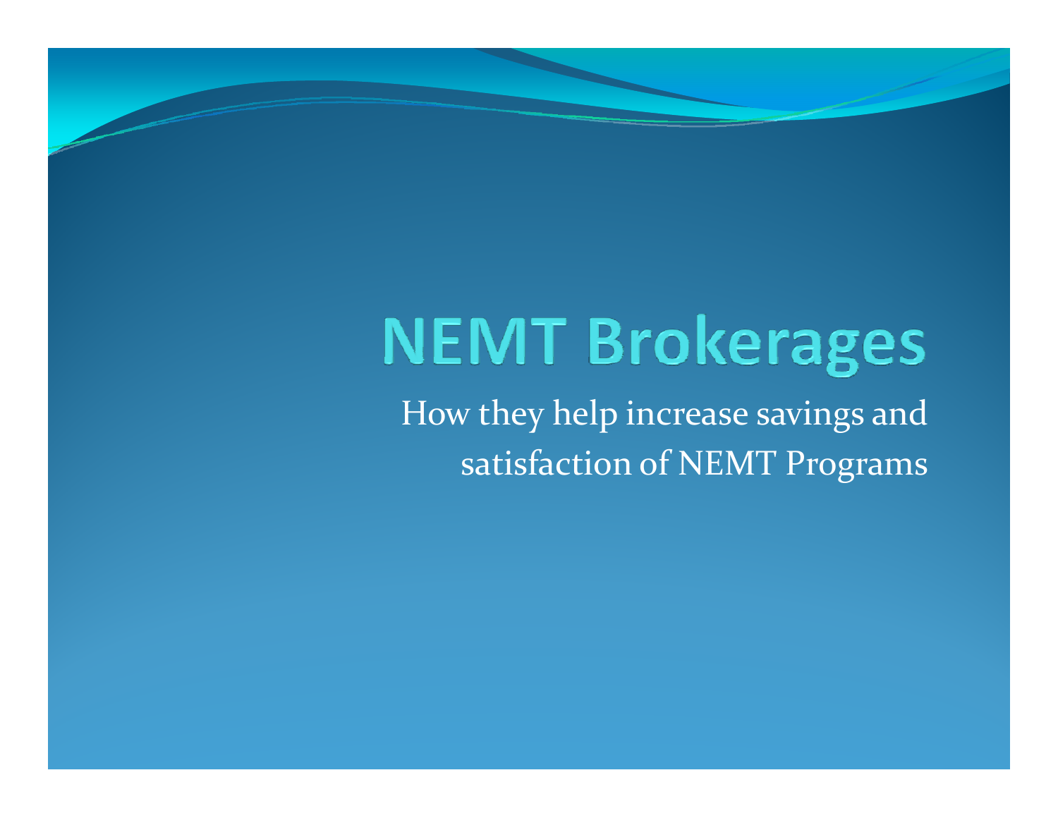# NEMT Brokerages

How they help increase savings and satisfaction of NEMT Programs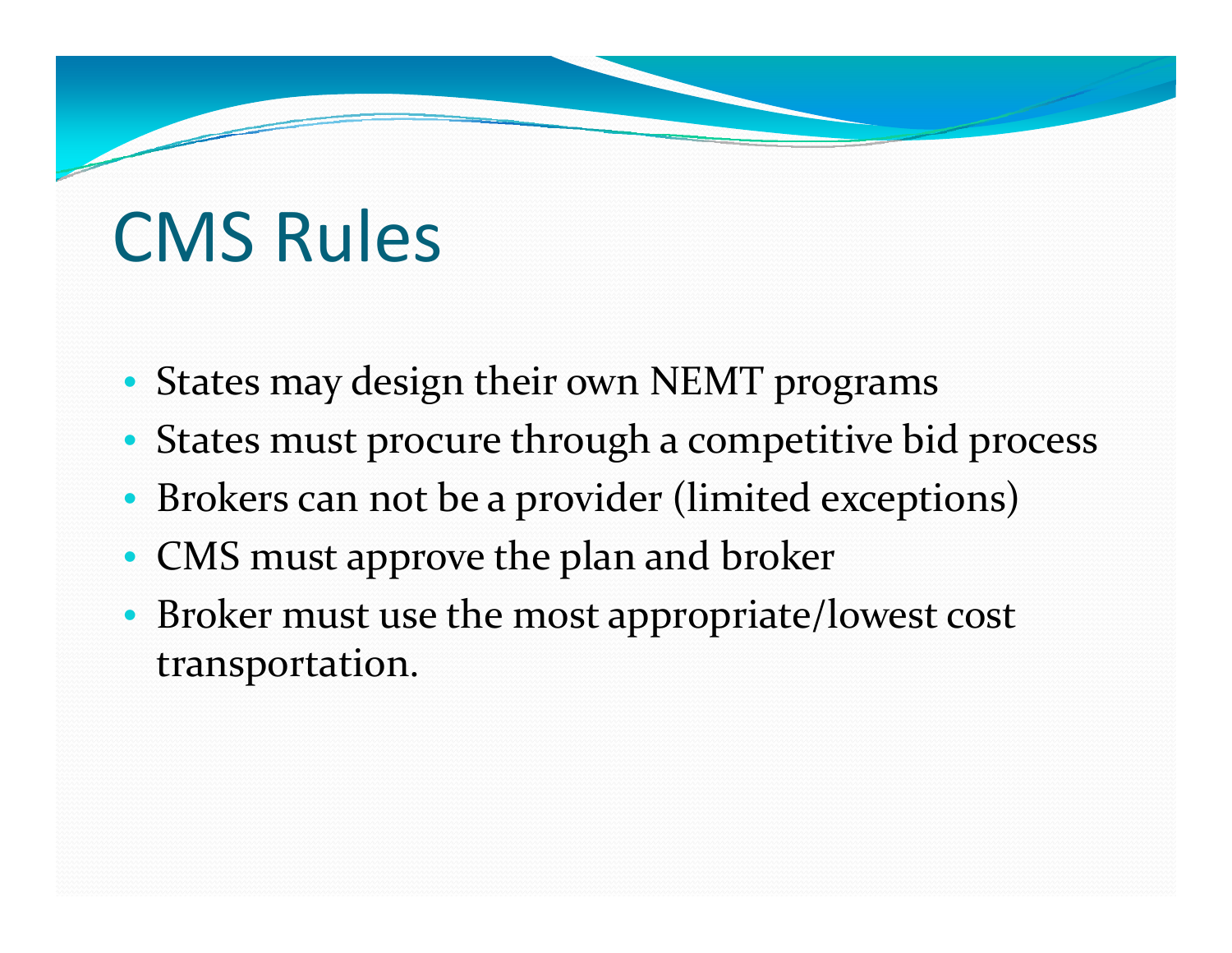# CMS Rules

- States may design their own NEMT programs
- States must procure through a competitive bid process
- Brokers can not be a provider (limited exceptions)
- CMS must approve the plan and broker
- Broker must use the most appropriate/lowest cost transportation.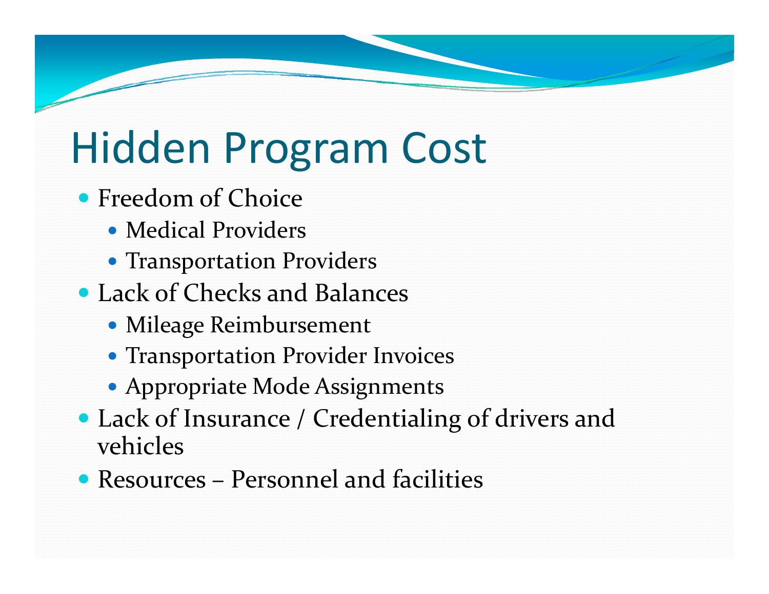# Hidden Program Cost

- Freedom of Choice
  - Medical Providers
  - Transportation Providers
- Lack of Checks and Balances
  - Mileage Reimbursement
  - Transportation Provider Invoices
  - Appropriate Mode Assignments
- Lack of Insurance / Credentialing of drivers and vehicles
- Resources – Personnel and facilities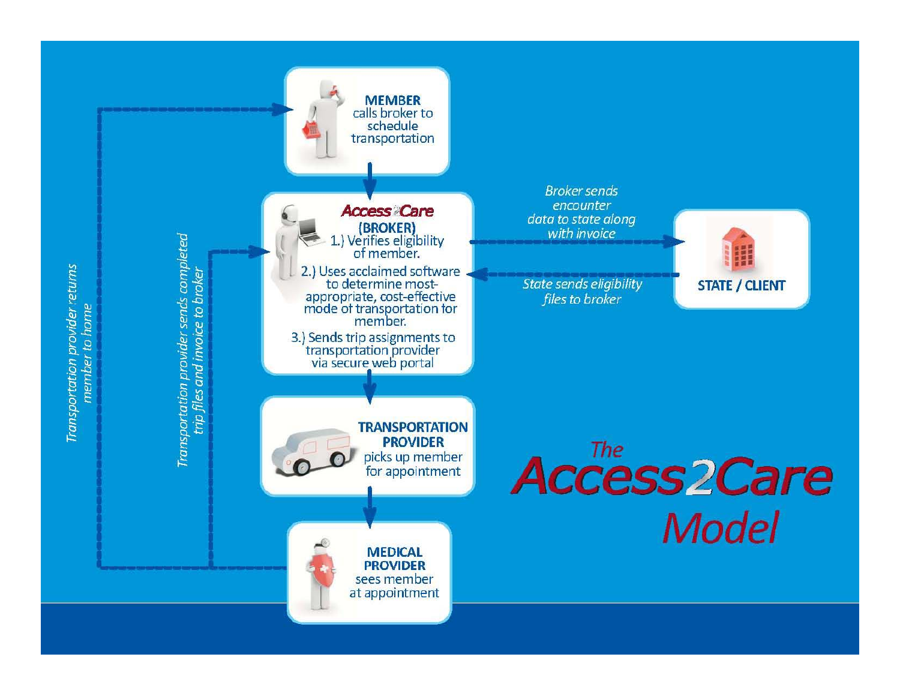# The Access2Care Model

**MEMBER** calls broker to schedule transportation

**Access2Care (BROKER)**

1.) Verifies eligibility of member.

2.) Uses acclaimed software to determine most-appropriate, cost-effective mode of transportation for member.

3.) Sends trip assignments to transportation provider via secure web portal

**TRANSPORTATION PROVIDER** picks up member for appointment

**MEDICAL PROVIDER** sees member at appointment

*Transportation provider sends completed trip files and invoice to broker*

*Transportation provider returns member to home*

*Broker sends encounter data to state along with invoice*

*State sends eligibility files to broker*

**STATE / CLIENT**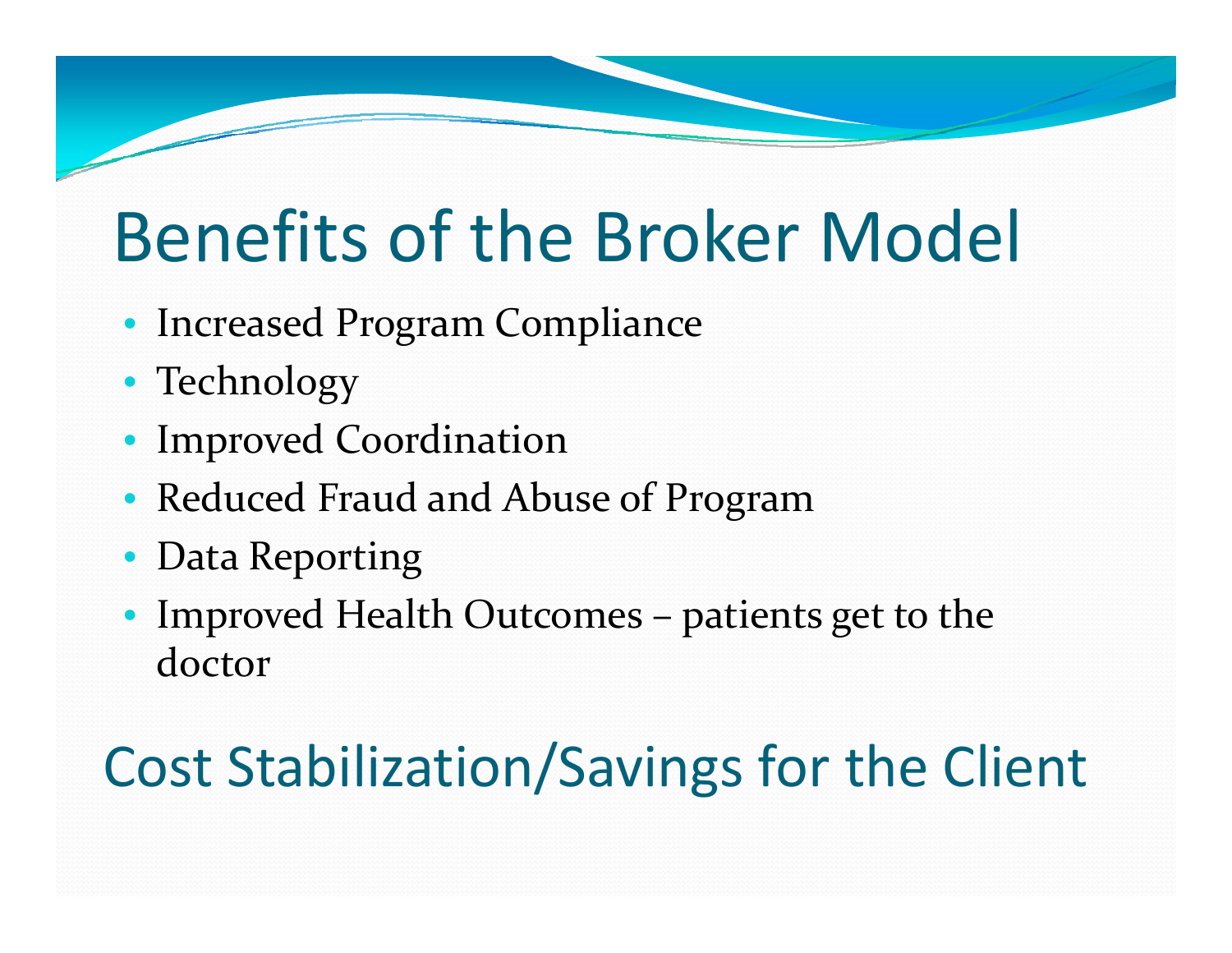# Benefits of the Broker Model

- Increased Program Compliance
- Technology
- Improved Coordination
- Reduced Fraud and Abuse of Program
- Data Reporting
- Improved Health Outcomes – patients get to the doctor

## Cost Stabilization/Savings for the Client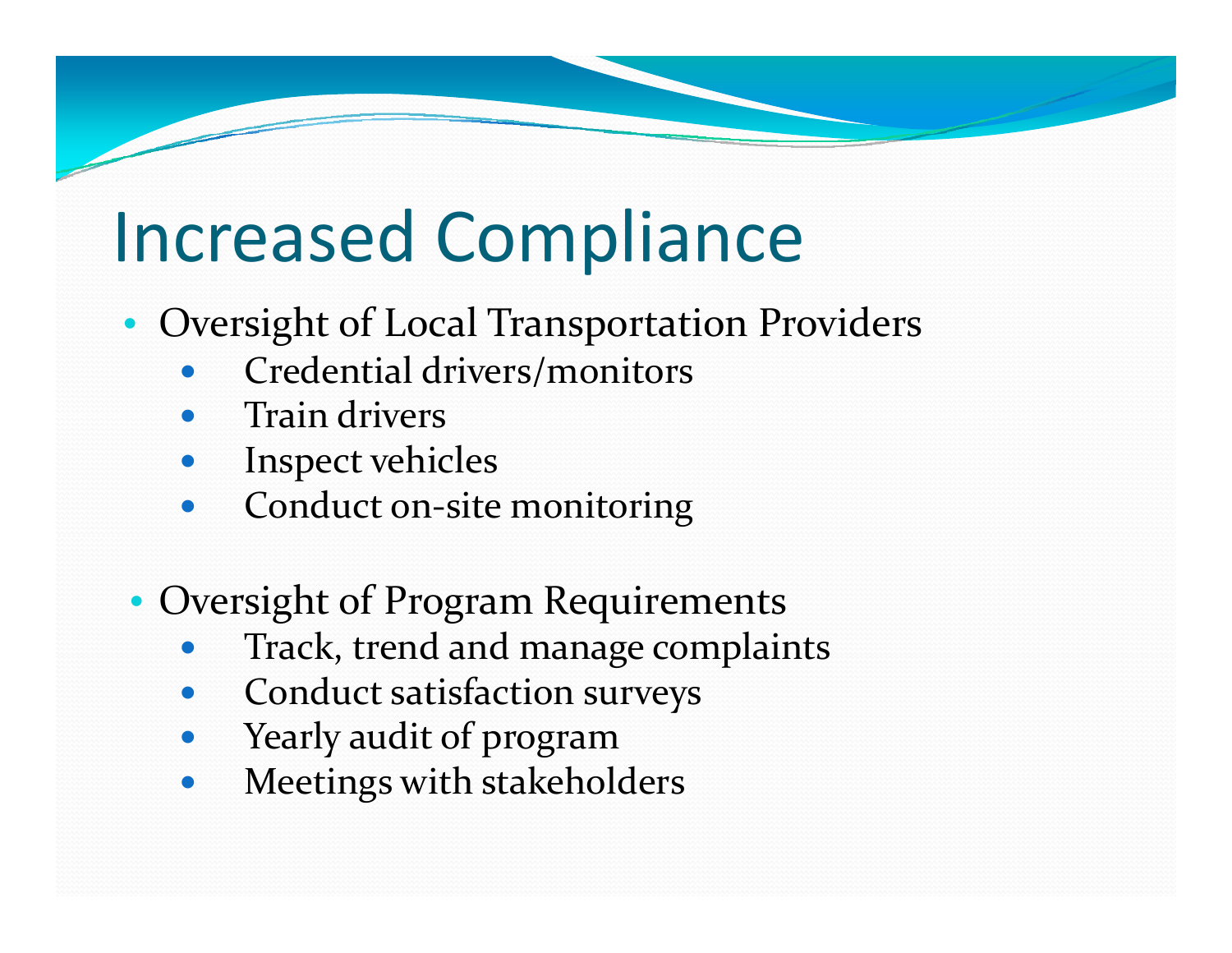# Increased Compliance

- Oversight of Local Transportation Providers
  - Credential drivers/monitors
  - Train drivers
  - Inspect vehicles
  - Conduct on-site monitoring

- Oversight of Program Requirements
  - Track, trend and manage complaints
  - Conduct satisfaction surveys
  - Yearly audit of program
  - Meetings with stakeholders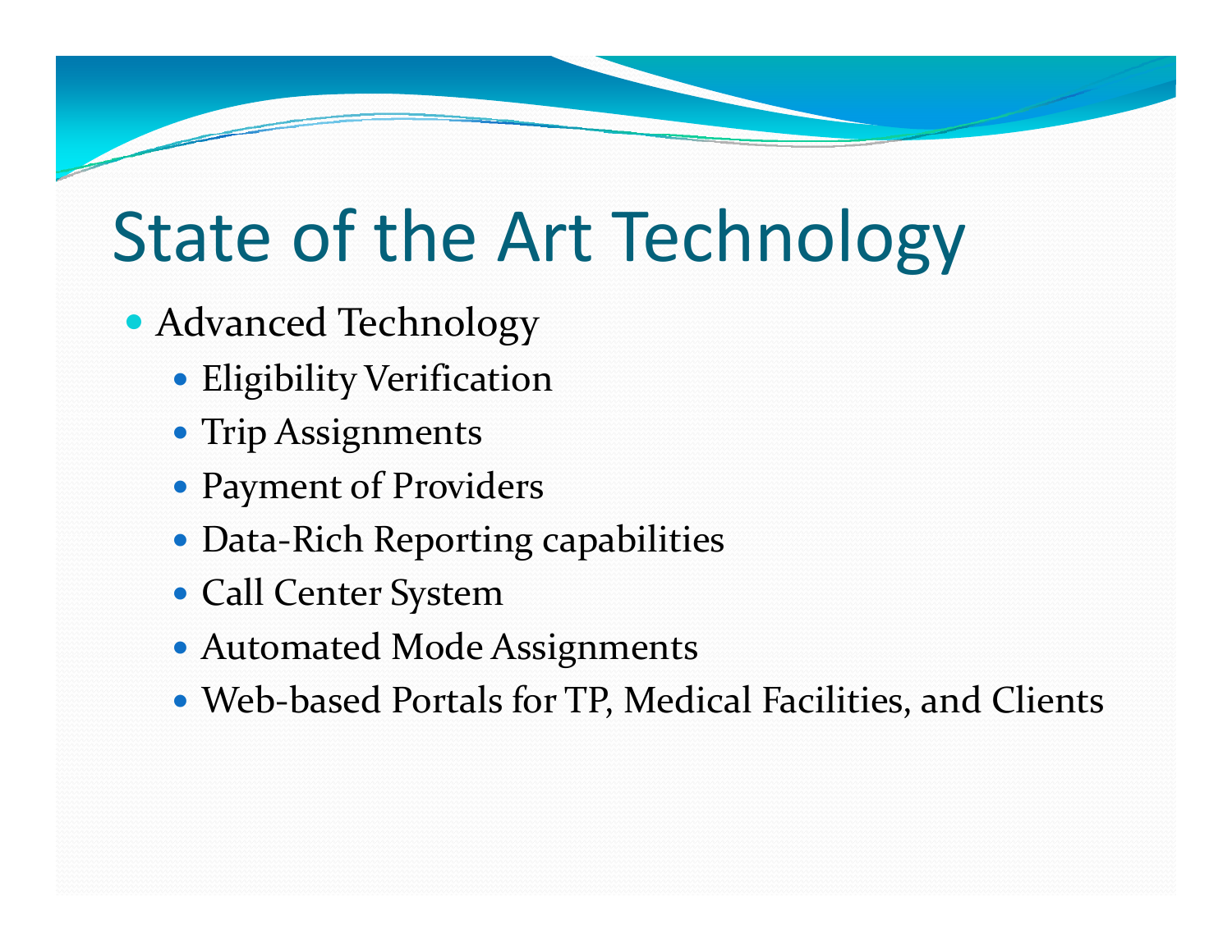# State of the Art Technology

- Advanced Technology
  - Eligibility Verification
  - Trip Assignments
  - Payment of Providers
  - Data-Rich Reporting capabilities
  - Call Center System
  - Automated Mode Assignments
  - Web-based Portals for TP, Medical Facilities, and Clients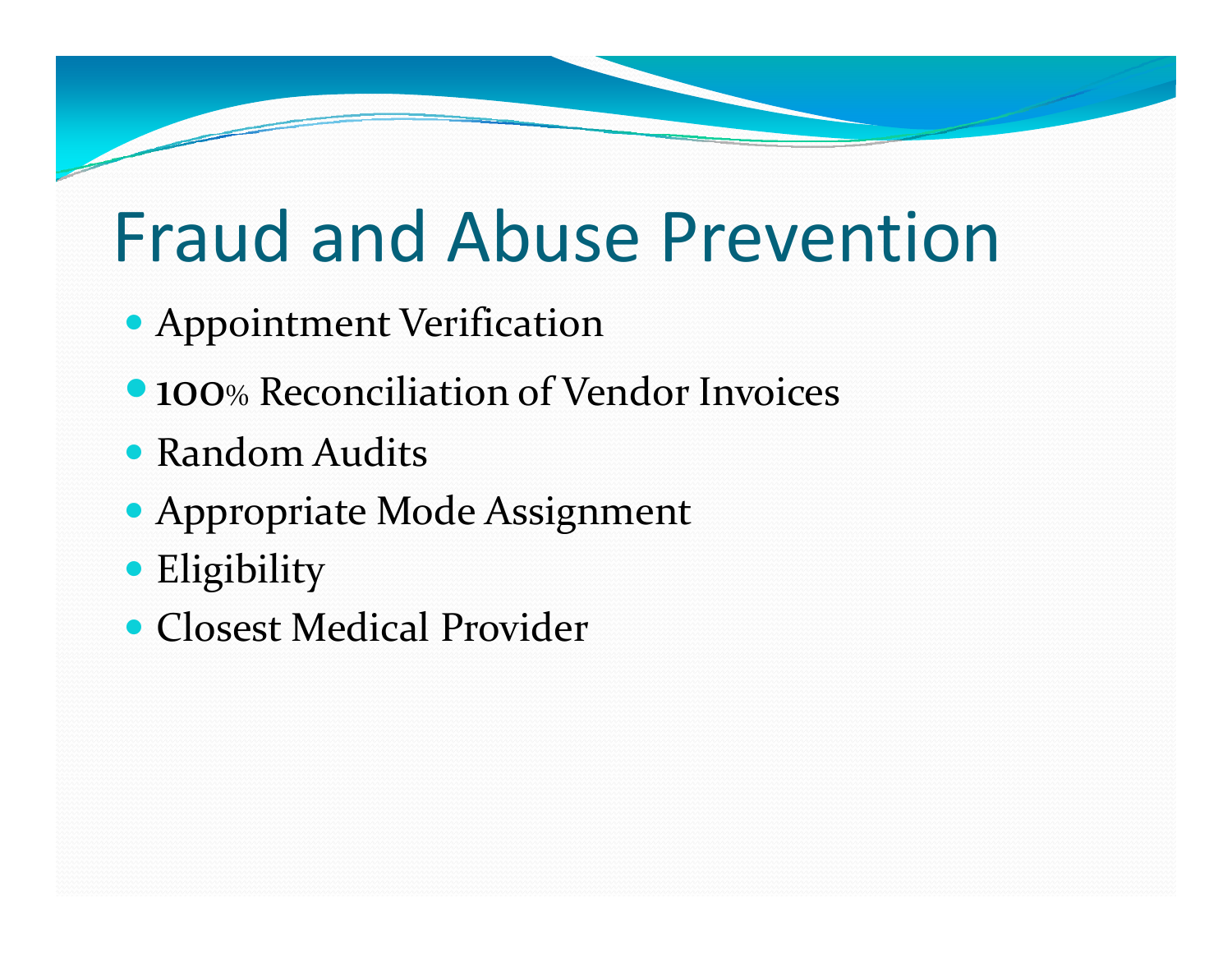# Fraud and Abuse Prevention

- Appointment Verification
- 100% Reconciliation of Vendor Invoices
- Random Audits
- Appropriate Mode Assignment
- Eligibility
- Closest Medical Provider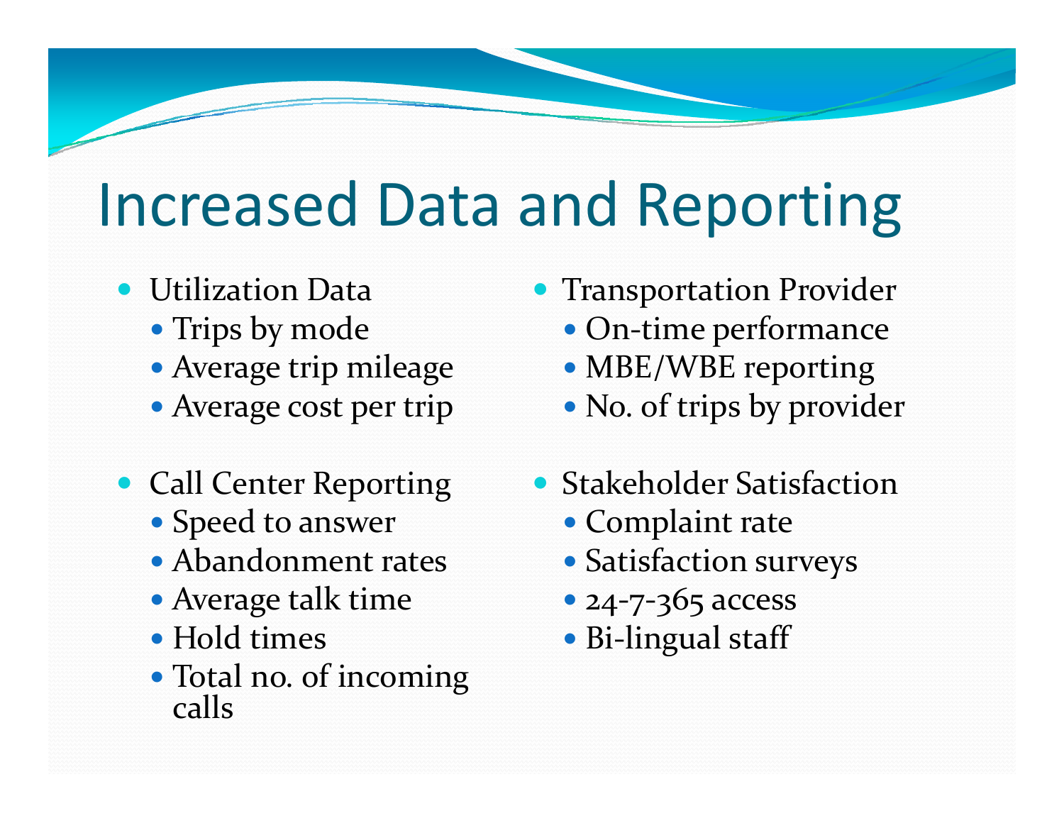# Increased Data and Reporting

- Utilization Data
  - Trips by mode
  - Average trip mileage
  - Average cost per trip
- Call Center Reporting
  - Speed to answer
  - Abandonment rates
  - Average talk time
  - Hold times
  - Total no. of incoming calls
- Transportation Provider
  - On-time performance
  - MBE/WBE reporting
  - No. of trips by provider
- Stakeholder Satisfaction
  - Complaint rate
  - Satisfaction surveys
  - 24-7-365 access
  - Bi-lingual staff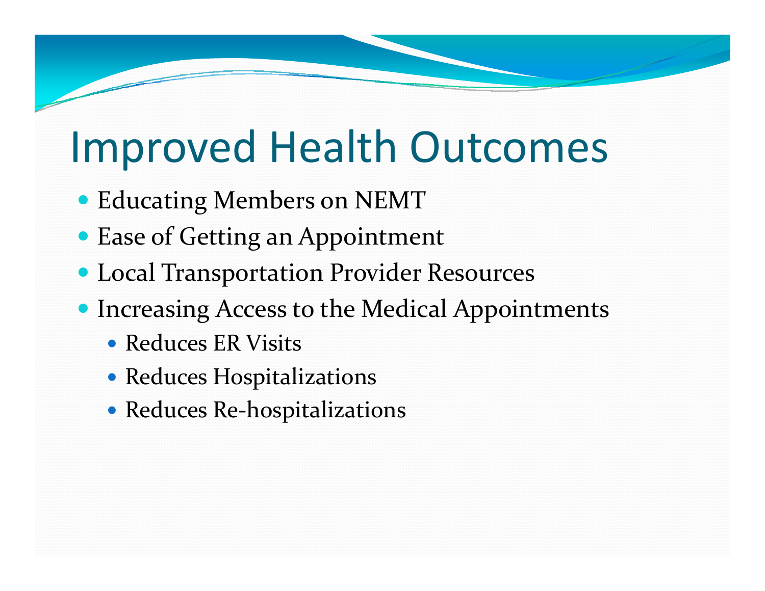# Improved Health Outcomes

- Educating Members on NEMT
- Ease of Getting an Appointment
- Local Transportation Provider Resources
- Increasing Access to the Medical Appointments
  - Reduces ER Visits
  - Reduces Hospitalizations
  - Reduces Re-hospitalizations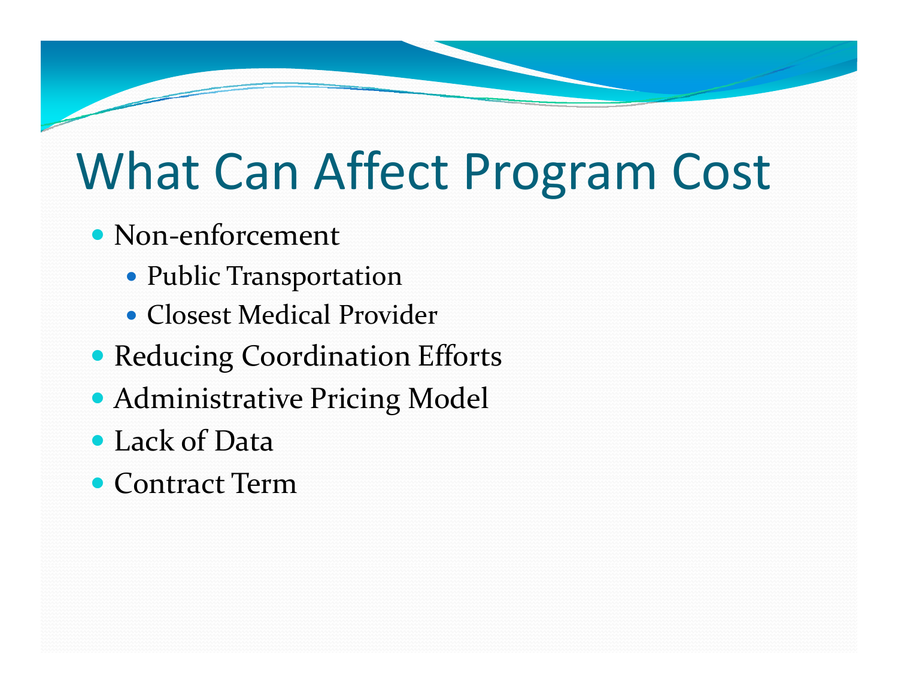# What Can Affect Program Cost

- Non-enforcement
  - Public Transportation
  - Closest Medical Provider
- Reducing Coordination Efforts
- Administrative Pricing Model
- Lack of Data
- Contract Term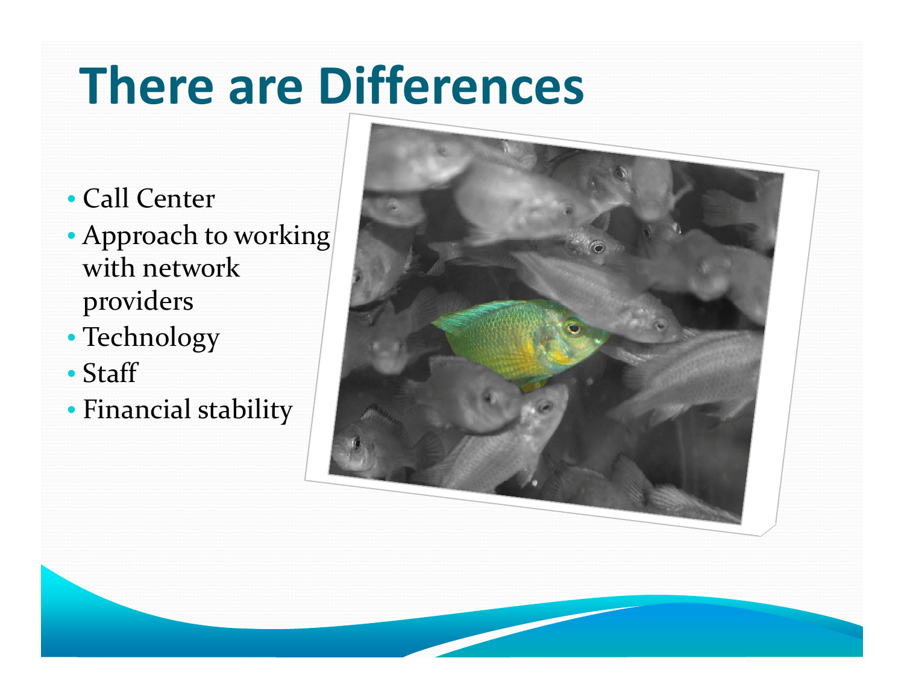# There are Differences

- Call Center
- Approach to working with network providers
- Technology
- Staff
- Financial stability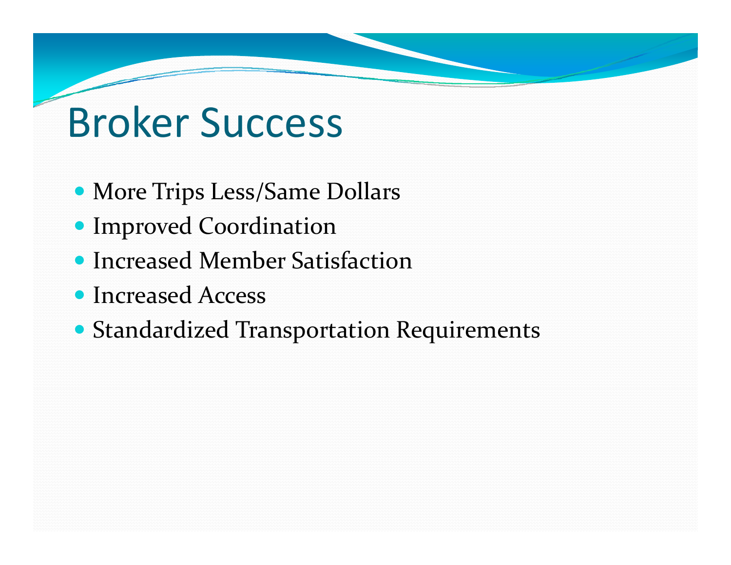# Broker Success

- More Trips Less/Same Dollars
- Improved Coordination
- Increased Member Satisfaction
- Increased Access
- Standardized Transportation Requirements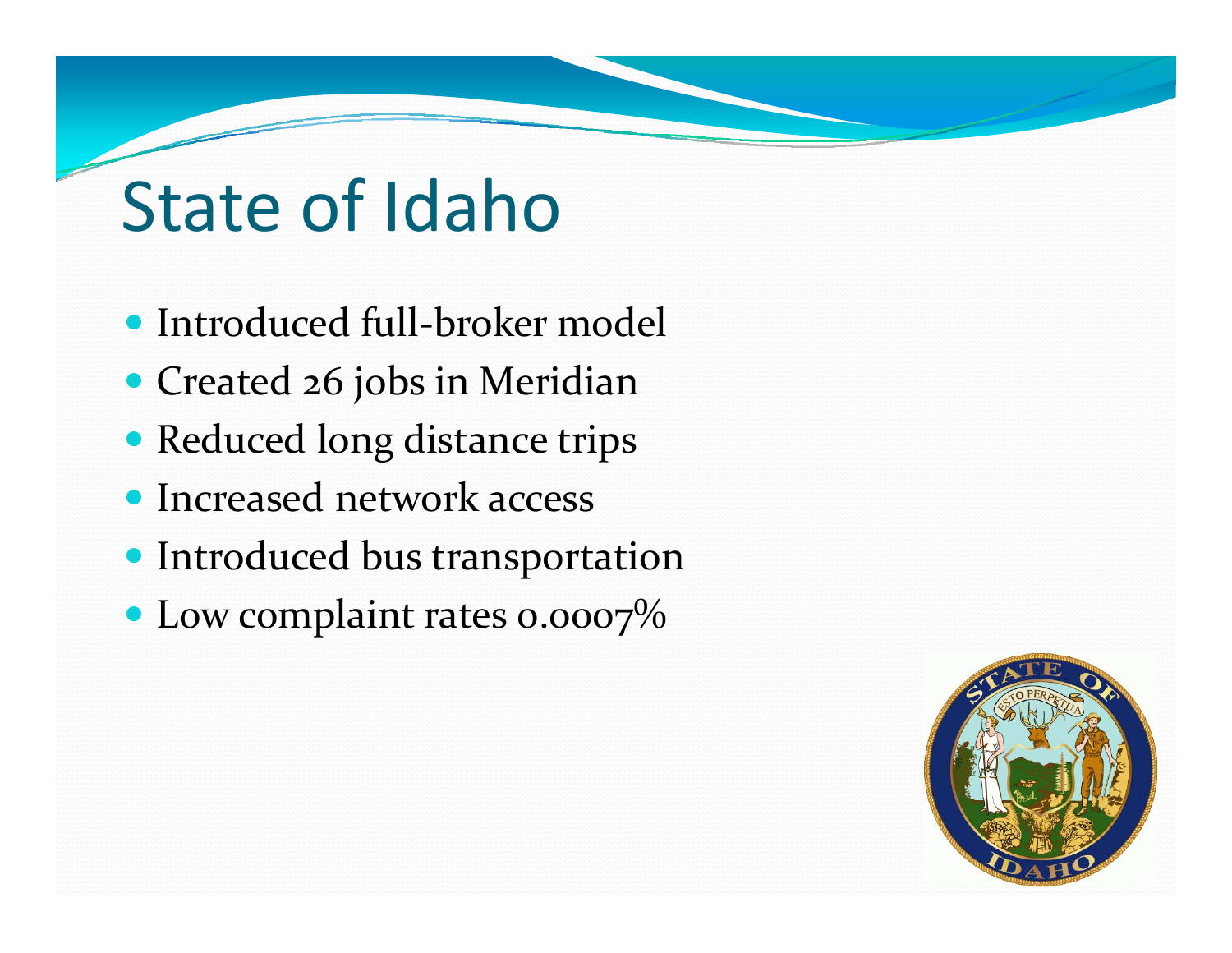# State of Idaho

- Introduced full-broker model
- Created 26 jobs in Meridian
- Reduced long distance trips
- Increased network access
- Introduced bus transportation
- Low complaint rates 0.0007%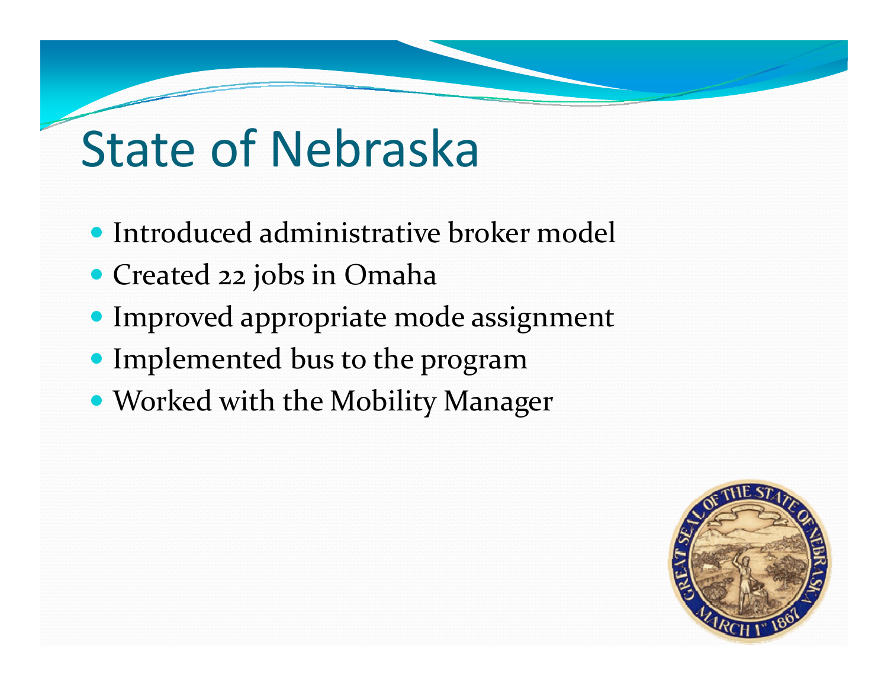# State of Nebraska

- Introduced administrative broker model
- Created 22 jobs in Omaha
- Improved appropriate mode assignment
- Implemented bus to the program
- Worked with the Mobility Manager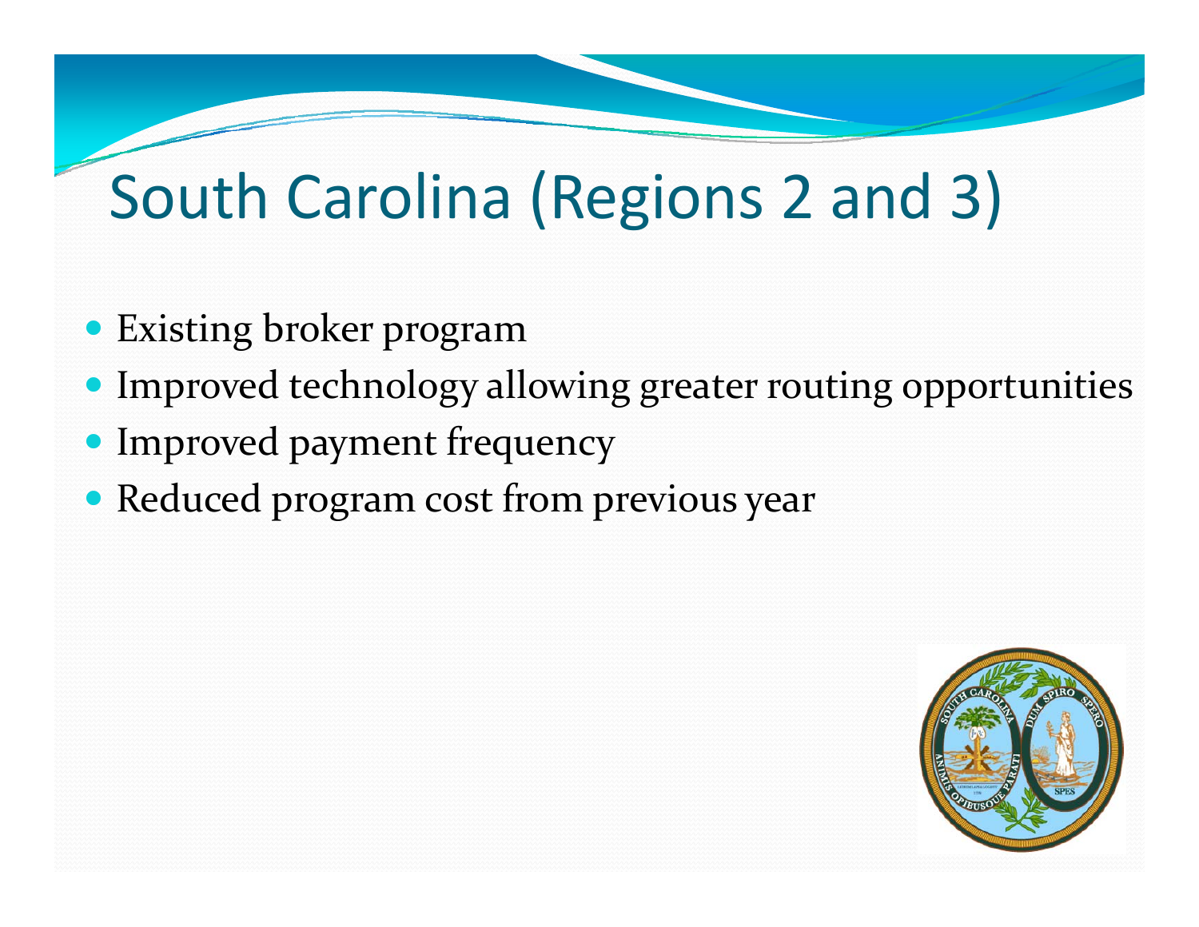# South Carolina (Regions 2 and 3)

- Existing broker program
- Improved technology allowing greater routing opportunities
- Improved payment frequency
- Reduced program cost from previous year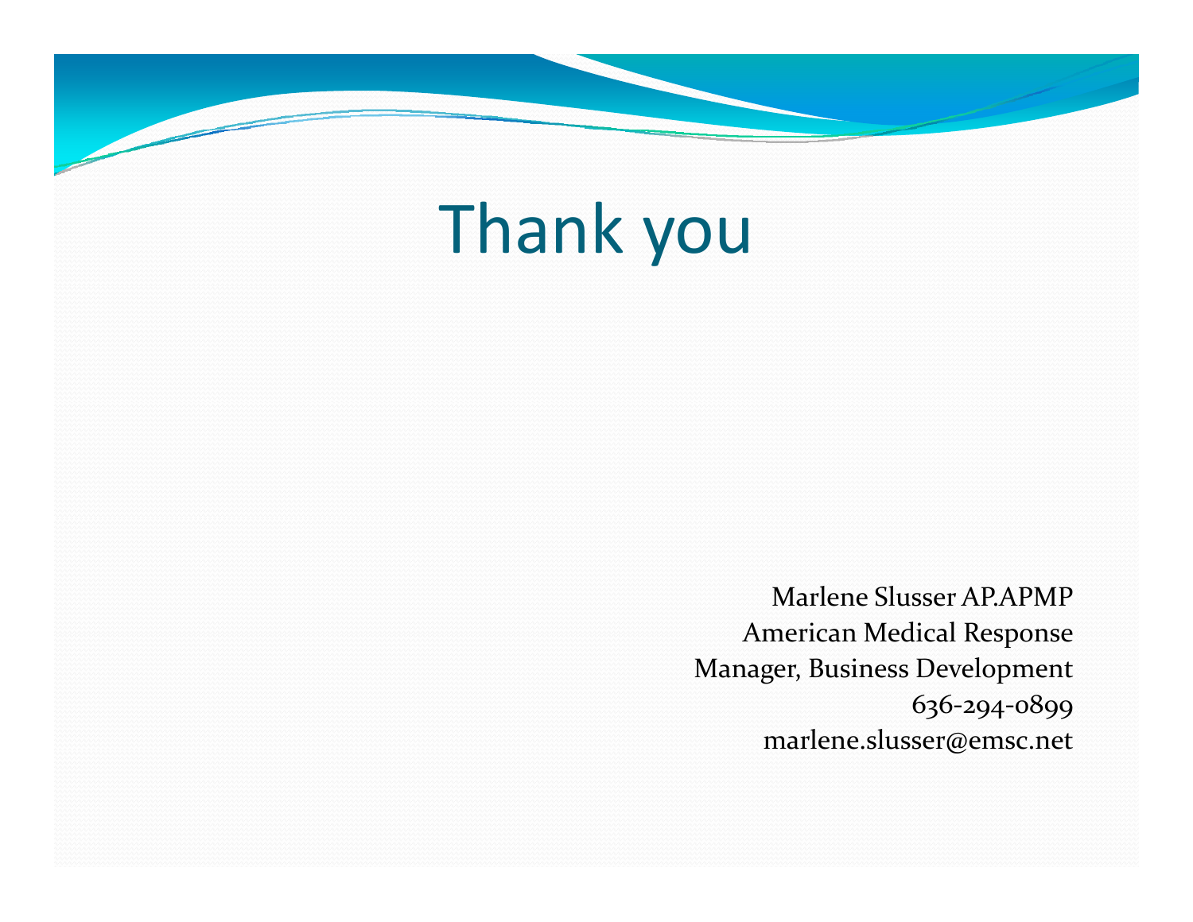# Thank you

Marlene Slusser AP.APMP
American Medical Response
Manager, Business Development
636-294-0899
marlene.slusser@emsc.net